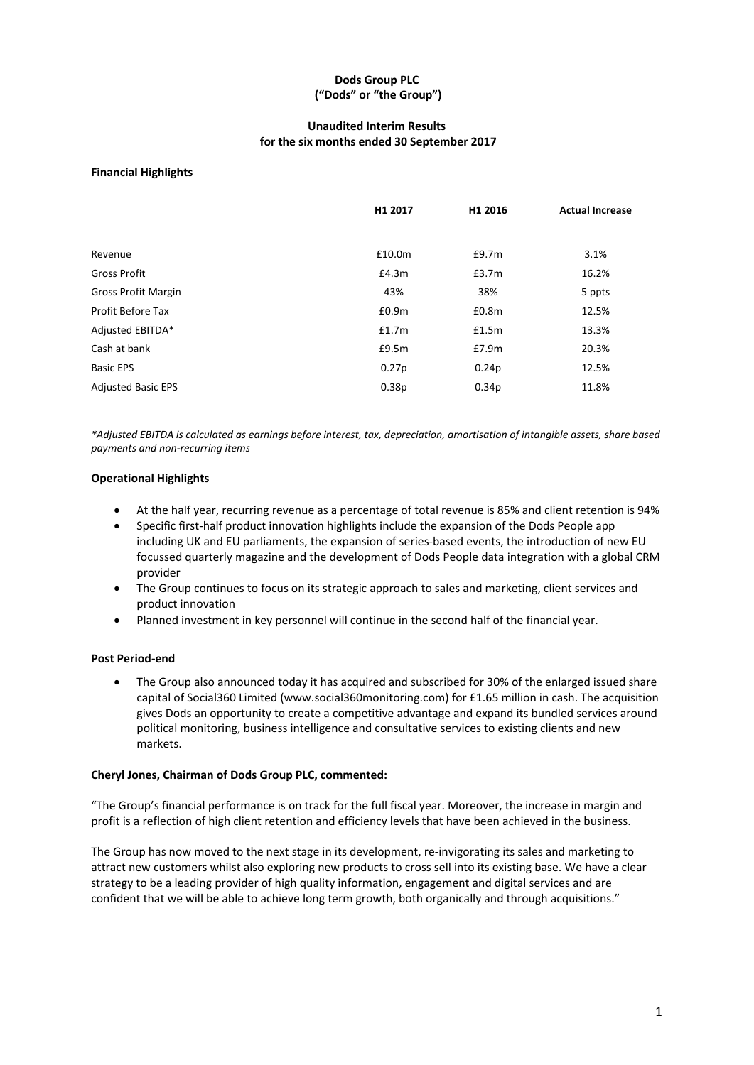**Dods Group PLC**
**("Dods" or "the Group")**

**Unaudited Interim Results**
**for the six months ended 30 September 2017**

**Financial Highlights**

| | H1 2017 | H1 2016 | Actual Increase |
|---|---|---|---|
| Revenue | £10.0m | £9.7m | 3.1% |
| Gross Profit | £4.3m | £3.7m | 16.2% |
| Gross Profit Margin | 43% | 38% | 5 ppts |
| Profit Before Tax | £0.9m | £0.8m | 12.5% |
| Adjusted EBITDA* | £1.7m | £1.5m | 13.3% |
| Cash at bank | £9.5m | £7.9m | 20.3% |
| Basic EPS | 0.27p | 0.24p | 12.5% |
| Adjusted Basic EPS | 0.38p | 0.34p | 11.8% |

*\*Adjusted EBITDA is calculated as earnings before interest, tax, depreciation, amortisation of intangible assets, share based payments and non-recurring items*

**Operational Highlights**

- At the half year, recurring revenue as a percentage of total revenue is 85% and client retention is 94%
- Specific first-half product innovation highlights include the expansion of the Dods People app including UK and EU parliaments, the expansion of series-based events, the introduction of new EU focussed quarterly magazine and the development of Dods People data integration with a global CRM provider
- The Group continues to focus on its strategic approach to sales and marketing, client services and product innovation
- Planned investment in key personnel will continue in the second half of the financial year.

**Post Period-end**

- The Group also announced today it has acquired and subscribed for 30% of the enlarged issued share capital of Social360 Limited (www.social360monitoring.com) for £1.65 million in cash. The acquisition gives Dods an opportunity to create a competitive advantage and expand its bundled services around political monitoring, business intelligence and consultative services to existing clients and new markets.

**Cheryl Jones, Chairman of Dods Group PLC, commented:**

"The Group's financial performance is on track for the full fiscal year. Moreover, the increase in margin and profit is a reflection of high client retention and efficiency levels that have been achieved in the business.

The Group has now moved to the next stage in its development, re-invigorating its sales and marketing to attract new customers whilst also exploring new products to cross sell into its existing base. We have a clear strategy to be a leading provider of high quality information, engagement and digital services and are confident that we will be able to achieve long term growth, both organically and through acquisitions."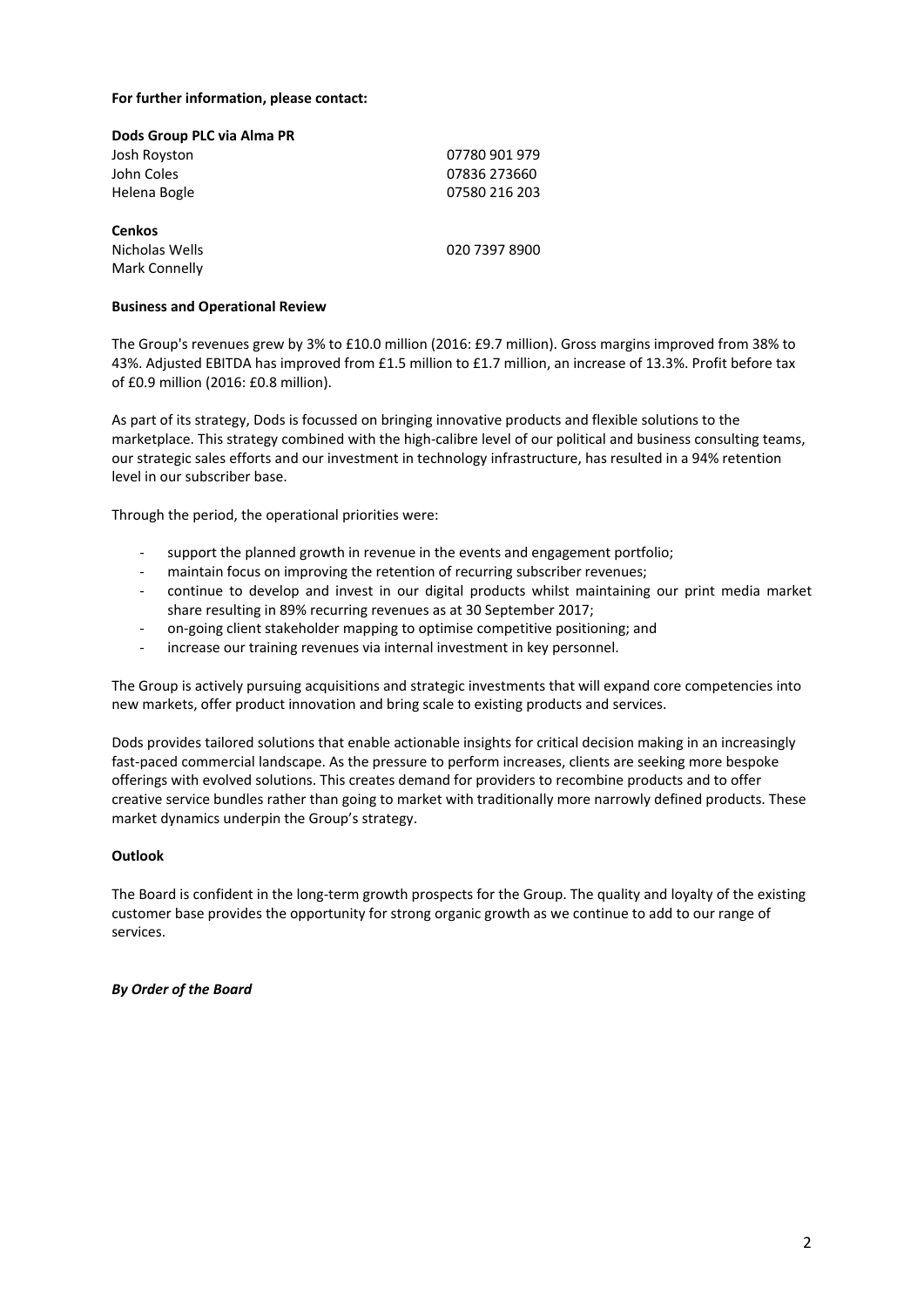**For further information, please contact:**

**Dods Group PLC via Alma PR**

| | |
|---|---|
| Josh Royston | 07780 901 979 |
| John Coles | 07836 273660 |
| Helena Bogle | 07580 216 203 |

**Cenkos**

| | |
|---|---|
| Nicholas Wells | 020 7397 8900 |
| Mark Connelly | |

**Business and Operational Review**

The Group's revenues grew by 3% to £10.0 million (2016: £9.7 million). Gross margins improved from 38% to 43%. Adjusted EBITDA has improved from £1.5 million to £1.7 million, an increase of 13.3%. Profit before tax of £0.9 million (2016: £0.8 million).

As part of its strategy, Dods is focussed on bringing innovative products and flexible solutions to the marketplace. This strategy combined with the high-calibre level of our political and business consulting teams, our strategic sales efforts and our investment in technology infrastructure, has resulted in a 94% retention level in our subscriber base.

Through the period, the operational priorities were:

- support the planned growth in revenue in the events and engagement portfolio;
- maintain focus on improving the retention of recurring subscriber revenues;
- continue to develop and invest in our digital products whilst maintaining our print media market share resulting in 89% recurring revenues as at 30 September 2017;
- on-going client stakeholder mapping to optimise competitive positioning; and
- increase our training revenues via internal investment in key personnel.

The Group is actively pursuing acquisitions and strategic investments that will expand core competencies into new markets, offer product innovation and bring scale to existing products and services.

Dods provides tailored solutions that enable actionable insights for critical decision making in an increasingly fast-paced commercial landscape. As the pressure to perform increases, clients are seeking more bespoke offerings with evolved solutions. This creates demand for providers to recombine products and to offer creative service bundles rather than going to market with traditionally more narrowly defined products. These market dynamics underpin the Group's strategy.

**Outlook**

The Board is confident in the long-term growth prospects for the Group. The quality and loyalty of the existing customer base provides the opportunity for strong organic growth as we continue to add to our range of services.

***By Order of the Board***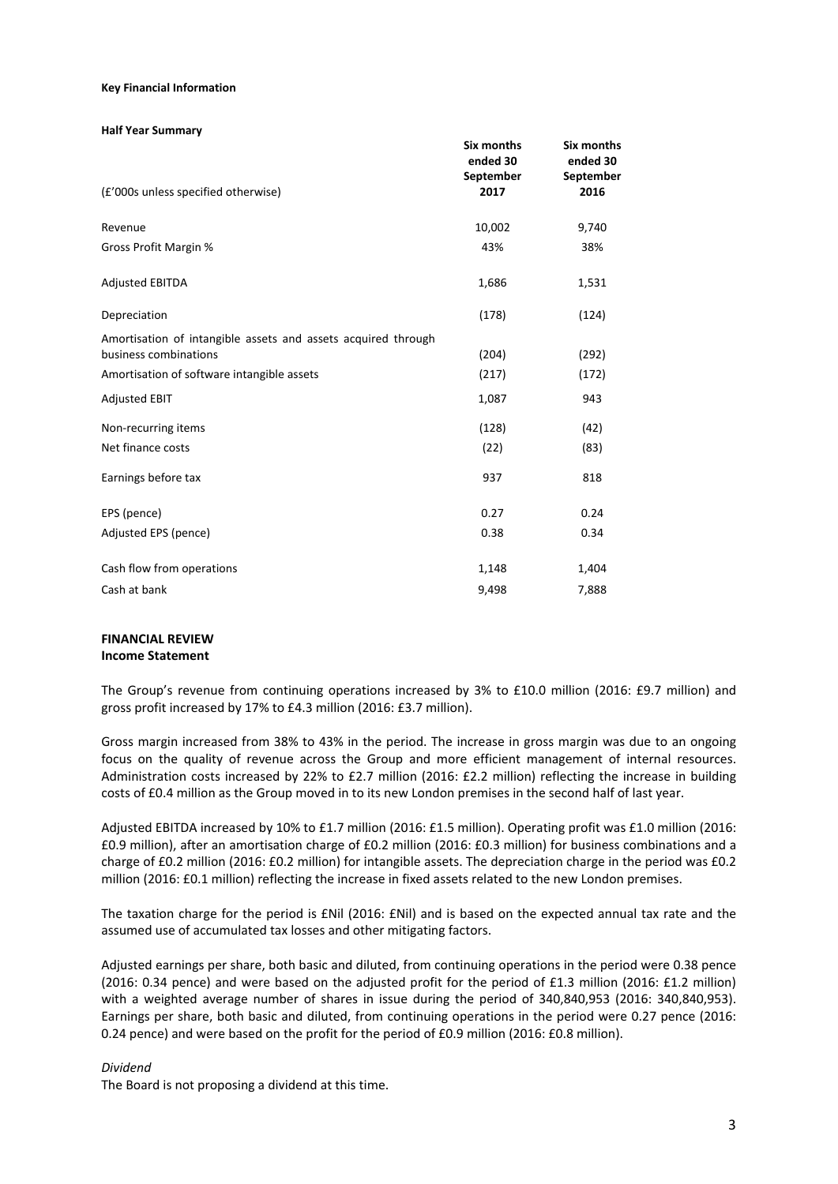**Key Financial Information**

**Half Year Summary**

| (£'000s unless specified otherwise) | Six months ended 30 September 2017 | Six months ended 30 September 2016 |
|---|---|---|
| Revenue | 10,002 | 9,740 |
| Gross Profit Margin % | 43% | 38% |
| Adjusted EBITDA | 1,686 | 1,531 |
| Depreciation | (178) | (124) |
| Amortisation of intangible assets and assets acquired through business combinations | (204) | (292) |
| Amortisation of software intangible assets | (217) | (172) |
| Adjusted EBIT | 1,087 | 943 |
| Non-recurring items | (128) | (42) |
| Net finance costs | (22) | (83) |
| Earnings before tax | 937 | 818 |
| EPS (pence) | 0.27 | 0.24 |
| Adjusted EPS (pence) | 0.38 | 0.34 |
| Cash flow from operations | 1,148 | 1,404 |
| Cash at bank | 9,498 | 7,888 |

## FINANCIAL REVIEW

### Income Statement

The Group's revenue from continuing operations increased by 3% to £10.0 million (2016: £9.7 million) and gross profit increased by 17% to £4.3 million (2016: £3.7 million).

Gross margin increased from 38% to 43% in the period. The increase in gross margin was due to an ongoing focus on the quality of revenue across the Group and more efficient management of internal resources. Administration costs increased by 22% to £2.7 million (2016: £2.2 million) reflecting the increase in building costs of £0.4 million as the Group moved in to its new London premises in the second half of last year.

Adjusted EBITDA increased by 10% to £1.7 million (2016: £1.5 million). Operating profit was £1.0 million (2016: £0.9 million), after an amortisation charge of £0.2 million (2016: £0.3 million) for business combinations and a charge of £0.2 million (2016: £0.2 million) for intangible assets. The depreciation charge in the period was £0.2 million (2016: £0.1 million) reflecting the increase in fixed assets related to the new London premises.

The taxation charge for the period is £Nil (2016: £Nil) and is based on the expected annual tax rate and the assumed use of accumulated tax losses and other mitigating factors.

Adjusted earnings per share, both basic and diluted, from continuing operations in the period were 0.38 pence (2016: 0.34 pence) and were based on the adjusted profit for the period of £1.3 million (2016: £1.2 million) with a weighted average number of shares in issue during the period of 340,840,953 (2016: 340,840,953). Earnings per share, both basic and diluted, from continuing operations in the period were 0.27 pence (2016: 0.24 pence) and were based on the profit for the period of £0.9 million (2016: £0.8 million).

*Dividend*

The Board is not proposing a dividend at this time.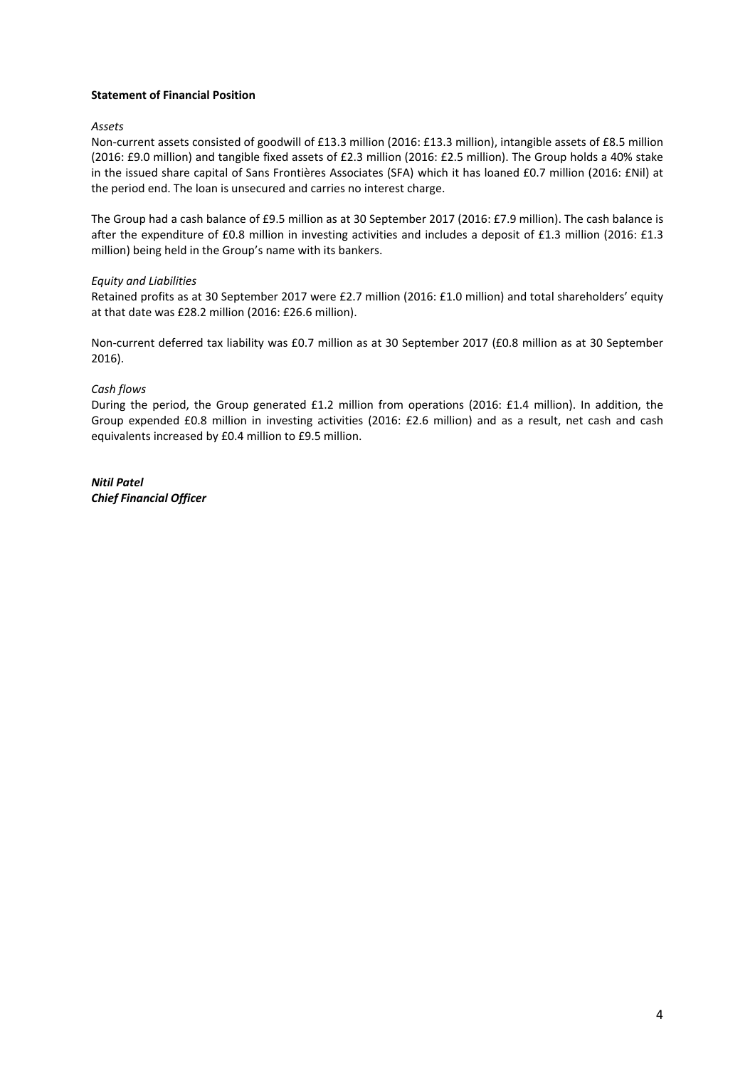**Statement of Financial Position**

*Assets*

Non-current assets consisted of goodwill of £13.3 million (2016: £13.3 million), intangible assets of £8.5 million (2016: £9.0 million) and tangible fixed assets of £2.3 million (2016: £2.5 million). The Group holds a 40% stake in the issued share capital of Sans Frontières Associates (SFA) which it has loaned £0.7 million (2016: £Nil) at the period end. The loan is unsecured and carries no interest charge.

The Group had a cash balance of £9.5 million as at 30 September 2017 (2016: £7.9 million). The cash balance is after the expenditure of £0.8 million in investing activities and includes a deposit of £1.3 million (2016: £1.3 million) being held in the Group's name with its bankers.

*Equity and Liabilities*

Retained profits as at 30 September 2017 were £2.7 million (2016: £1.0 million) and total shareholders' equity at that date was £28.2 million (2016: £26.6 million).

Non-current deferred tax liability was £0.7 million as at 30 September 2017 (£0.8 million as at 30 September 2016).

*Cash flows*

During the period, the Group generated £1.2 million from operations (2016: £1.4 million). In addition, the Group expended £0.8 million in investing activities (2016: £2.6 million) and as a result, net cash and cash equivalents increased by £0.4 million to £9.5 million.

***Nitil Patel***
***Chief Financial Officer***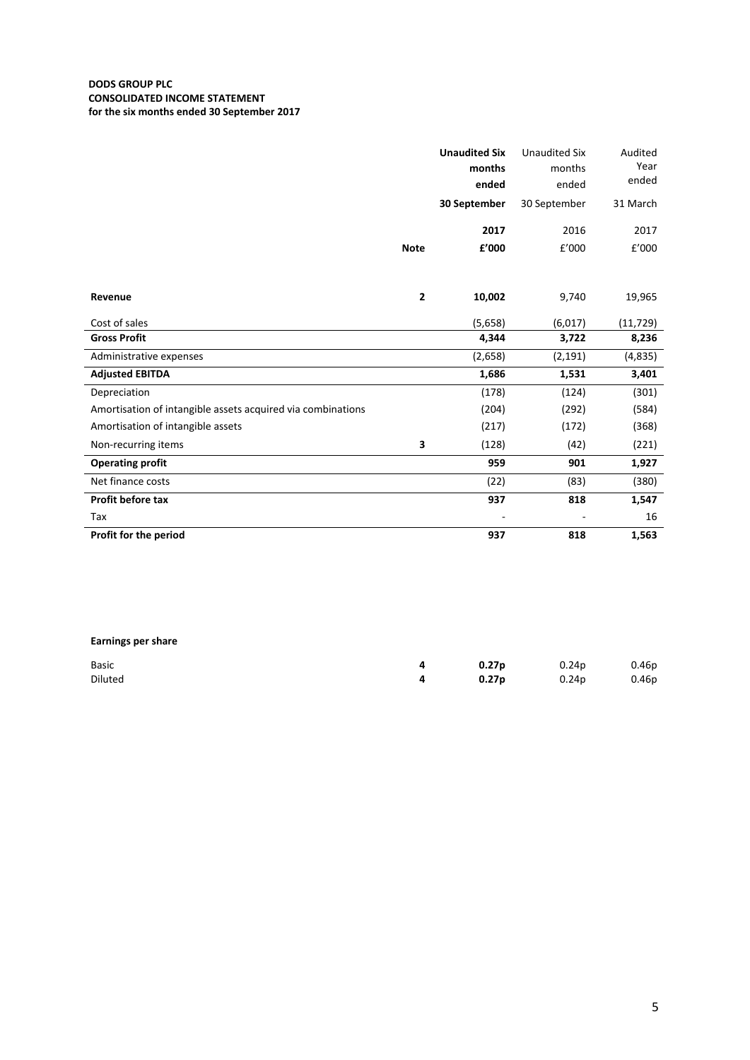**DODS GROUP PLC**
**CONSOLIDATED INCOME STATEMENT**
**for the six months ended 30 September 2017**

| | Note | **Unaudited Six months ended 30 September 2017 £'000** | Unaudited Six months ended 30 September 2016 £'000 | Audited Year ended 31 March 2017 £'000 |
|---|---|---|---|---|
| **Revenue** | **2** | **10,002** | 9,740 | 19,965 |
| Cost of sales | | (5,658) | (6,017) | (11,729) |
| **Gross Profit** | | **4,344** | **3,722** | **8,236** |
| Administrative expenses | | (2,658) | (2,191) | (4,835) |
| **Adjusted EBITDA** | | **1,686** | **1,531** | **3,401** |
| Depreciation | | (178) | (124) | (301) |
| Amortisation of intangible assets acquired via combinations | | (204) | (292) | (584) |
| Amortisation of intangible assets | | (217) | (172) | (368) |
| Non-recurring items | **3** | (128) | (42) | (221) |
| **Operating profit** | | **959** | **901** | **1,927** |
| Net finance costs | | (22) | (83) | (380) |
| **Profit before tax** | | **937** | **818** | **1,547** |
| Tax | | - | - | 16 |
| **Profit for the period** | | **937** | **818** | **1,563** |

**Earnings per share**

| | Note | | | |
|---|---|---|---|---|
| Basic | **4** | **0.27p** | 0.24p | 0.46p |
| Diluted | **4** | **0.27p** | 0.24p | 0.46p |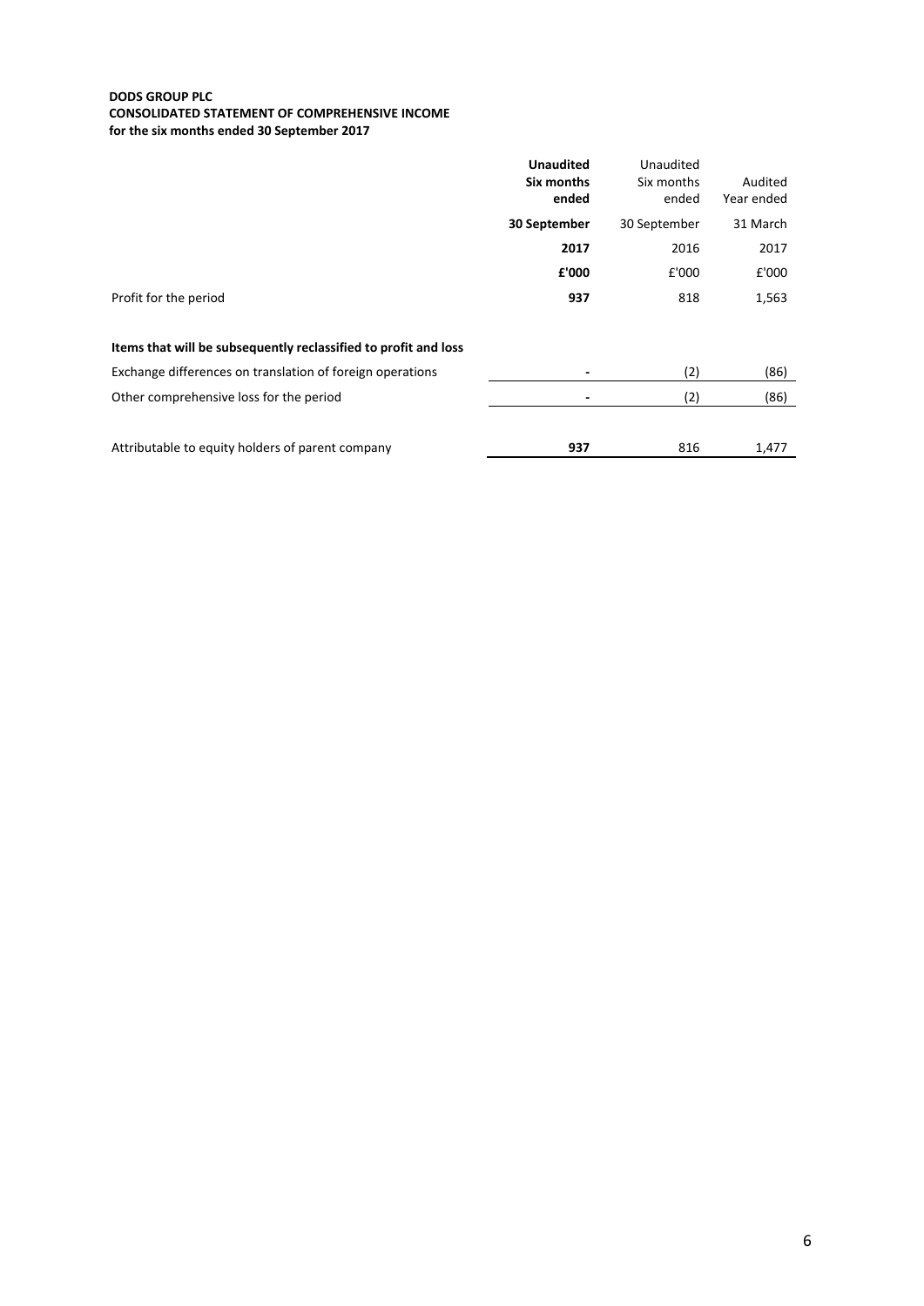**DODS GROUP PLC**
**CONSOLIDATED STATEMENT OF COMPREHENSIVE INCOME**
**for the six months ended 30 September 2017**

| | **Unaudited Six months ended** | Unaudited Six months ended | Audited Year ended |
|---|---|---|---|
| | **30 September** | 30 September | 31 March |
| | **2017** | 2016 | 2017 |
| | **£'000** | £'000 | £'000 |
| Profit for the period | **937** | 818 | 1,563 |
| | | | |
| **Items that will be subsequently reclassified to profit and loss** | | | |
| Exchange differences on translation of foreign operations | **-** | (2) | (86) |
| Other comprehensive loss for the period | **-** | (2) | (86) |
| | | | |
| Attributable to equity holders of parent company | **937** | 816 | 1,477 |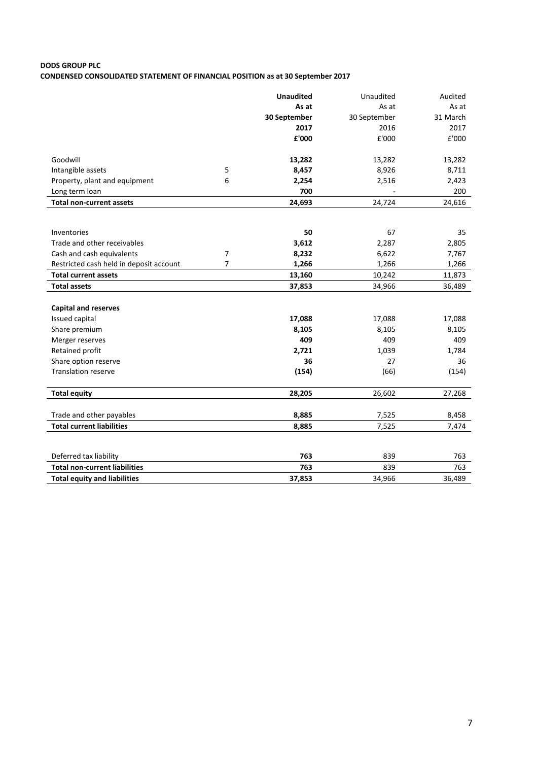**DODS GROUP PLC**
**CONDENSED CONSOLIDATED STATEMENT OF FINANCIAL POSITION as at 30 September 2017**

| | | **Unaudited As at 30 September 2017 £'000** | Unaudited As at 30 September 2016 £'000 | Audited As at 31 March 2017 £'000 |
|---|---|---|---|---|
| Goodwill | | **13,282** | 13,282 | 13,282 |
| Intangible assets | 5 | **8,457** | 8,926 | 8,711 |
| Property, plant and equipment | 6 | **2,254** | 2,516 | 2,423 |
| Long term loan | | **700** | - | 200 |
| **Total non-current assets** | | **24,693** | 24,724 | 24,616 |
| | | | | |
| Inventories | | **50** | 67 | 35 |
| Trade and other receivables | | **3,612** | 2,287 | 2,805 |
| Cash and cash equivalents | 7 | **8,232** | 6,622 | 7,767 |
| Restricted cash held in deposit account | 7 | **1,266** | 1,266 | 1,266 |
| **Total current assets** | | **13,160** | 10,242 | 11,873 |
| **Total assets** | | **37,853** | 34,966 | 36,489 |
| | | | | |
| **Capital and reserves** | | | | |
| Issued capital | | **17,088** | 17,088 | 17,088 |
| Share premium | | **8,105** | 8,105 | 8,105 |
| Merger reserves | | **409** | 409 | 409 |
| Retained profit | | **2,721** | 1,039 | 1,784 |
| Share option reserve | | **36** | 27 | 36 |
| Translation reserve | | **(154)** | (66) | (154) |
| | | | | |
| **Total equity** | | **28,205** | 26,602 | 27,268 |
| | | | | |
| Trade and other payables | | **8,885** | 7,525 | 8,458 |
| **Total current liabilities** | | **8,885** | 7,525 | 7,474 |
| | | | | |
| Deferred tax liability | | **763** | 839 | 763 |
| **Total non-current liabilities** | | **763** | 839 | 763 |
| **Total equity and liabilities** | | **37,853** | 34,966 | 36,489 |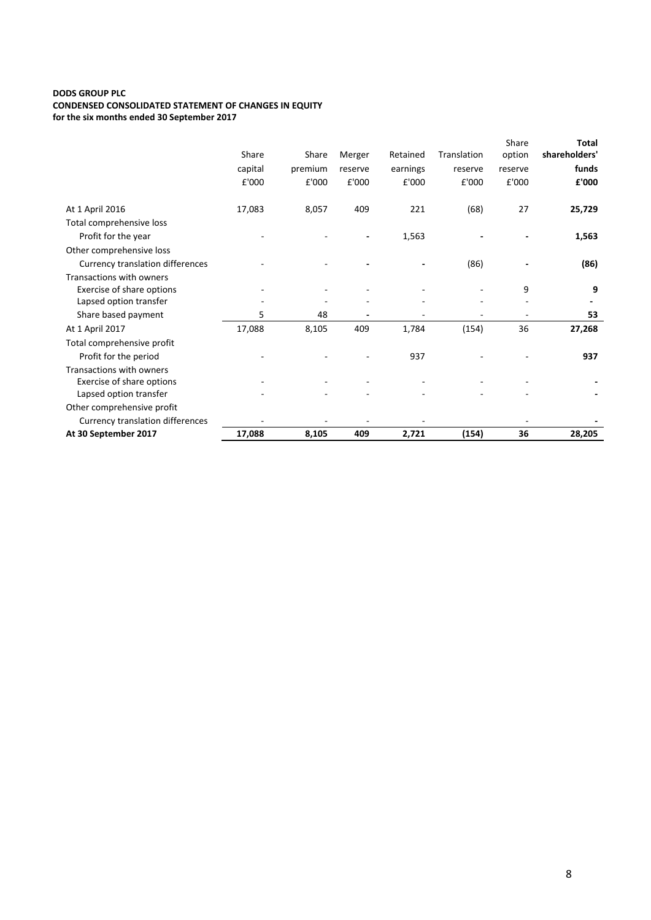**DODS GROUP PLC**
**CONDENSED CONSOLIDATED STATEMENT OF CHANGES IN EQUITY**
**for the six months ended 30 September 2017**

| | Share capital £'000 | Share premium £'000 | Merger reserve £'000 | Retained earnings £'000 | Translation reserve £'000 | Share option reserve £'000 | **Total shareholders' funds £'000** |
|---|---|---|---|---|---|---|---|
| At 1 April 2016 | 17,083 | 8,057 | 409 | 221 | (68) | 27 | **25,729** |
| Total comprehensive loss | | | | | | | |
| Profit for the year | - | - | - | 1,563 | - | - | **1,563** |
| Other comprehensive loss | | | | | | | |
| Currency translation differences | - | - | - | - | (86) | - | **(86)** |
| Transactions with owners | | | | | | | |
| Exercise of share options | - | - | - | - | - | 9 | **9** |
| Lapsed option transfer | - | - | - | - | - | - | **-** |
| Share based payment | 5 | 48 | - | - | - | - | **53** |
| At 1 April 2017 | 17,088 | 8,105 | 409 | 1,784 | (154) | 36 | **27,268** |
| Total comprehensive profit | | | | | | | |
| Profit for the period | - | - | - | 937 | - | - | **937** |
| Transactions with owners | | | | | | | |
| Exercise of share options | - | - | - | - | - | - | **-** |
| Lapsed option transfer | - | - | - | - | - | - | **-** |
| Other comprehensive profit | | | | | | | |
| Currency translation differences | - | - | - | - | | - | **-** |
| **At 30 September 2017** | **17,088** | **8,105** | **409** | **2,721** | **(154)** | **36** | **28,205** |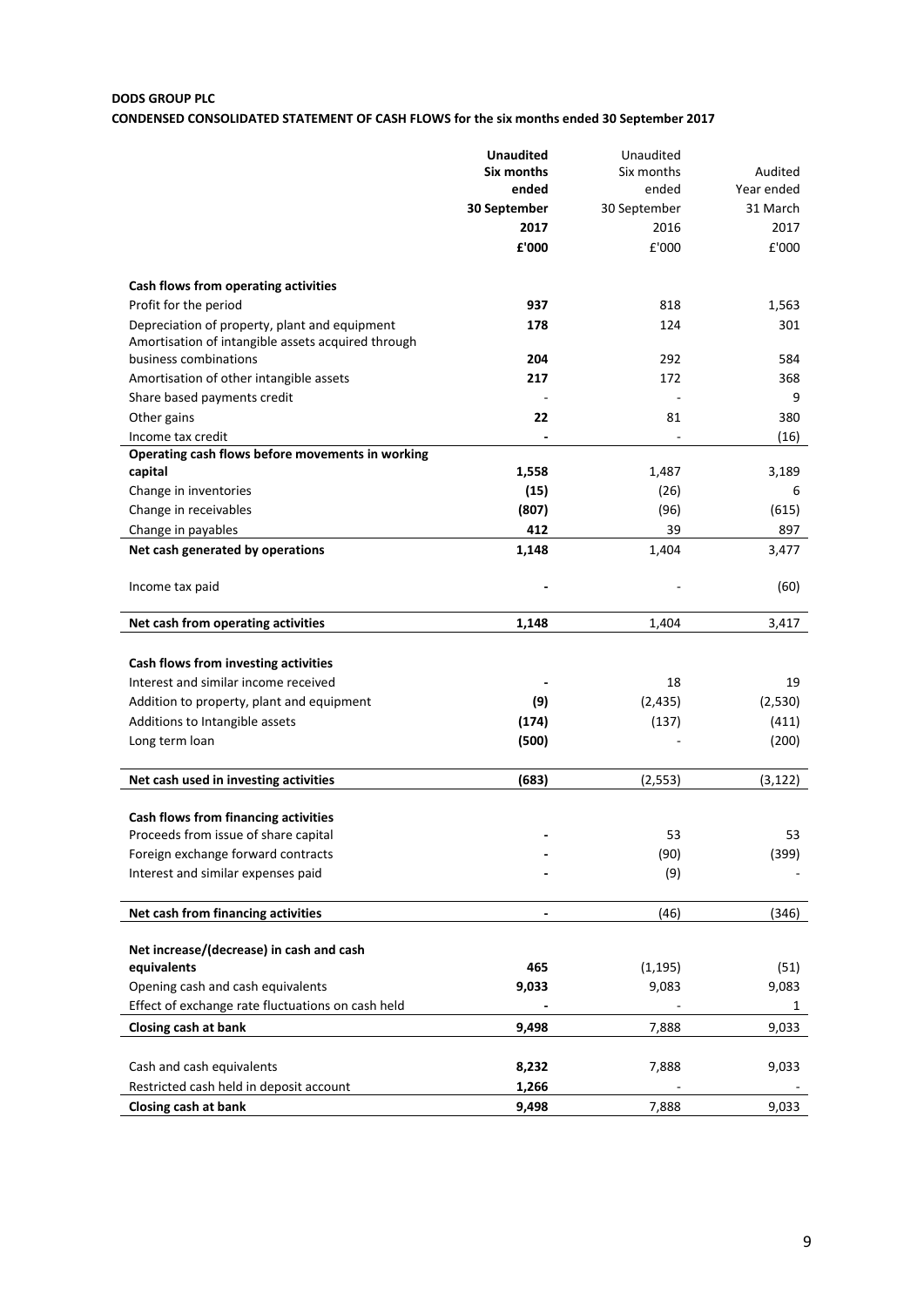**DODS GROUP PLC**

**CONDENSED CONSOLIDATED STATEMENT OF CASH FLOWS for the six months ended 30 September 2017**

| | **Unaudited Six months ended 30 September 2017 £'000** | Unaudited Six months ended 30 September 2016 £'000 | Audited Year ended 31 March 2017 £'000 |
|---|---|---|---|
| **Cash flows from operating activities** | | | |
| Profit for the period | **937** | 818 | 1,563 |
| Depreciation of property, plant and equipment | **178** | 124 | 301 |
| Amortisation of intangible assets acquired through business combinations | **204** | 292 | 584 |
| Amortisation of other intangible assets | **217** | 172 | 368 |
| Share based payments credit | - | - | 9 |
| Other gains | **22** | 81 | 380 |
| Income tax credit | **-** | - | (16) |
| **Operating cash flows before movements in working capital** | **1,558** | 1,487 | 3,189 |
| Change in inventories | **(15)** | (26) | 6 |
| Change in receivables | **(807)** | (96) | (615) |
| Change in payables | **412** | 39 | 897 |
| **Net cash generated by operations** | **1,148** | 1,404 | 3,477 |
| Income tax paid | **-** | - | (60) |
| **Net cash from operating activities** | **1,148** | 1,404 | 3,417 |
| **Cash flows from investing activities** | | | |
| Interest and similar income received | **-** | 18 | 19 |
| Addition to property, plant and equipment | **(9)** | (2,435) | (2,530) |
| Additions to Intangible assets | **(174)** | (137) | (411) |
| Long term loan | **(500)** | - | (200) |
| **Net cash used in investing activities** | **(683)** | (2,553) | (3,122) |
| **Cash flows from financing activities** | | | |
| Proceeds from issue of share capital | **-** | 53 | 53 |
| Foreign exchange forward contracts | **-** | (90) | (399) |
| Interest and similar expenses paid | **-** | (9) | - |
| **Net cash from financing activities** | **-** | (46) | (346) |
| **Net increase/(decrease) in cash and cash equivalents** | **465** | (1,195) | (51) |
| Opening cash and cash equivalents | **9,033** | 9,083 | 9,083 |
| Effect of exchange rate fluctuations on cash held | **-** | - | 1 |
| **Closing cash at bank** | **9,498** | 7,888 | 9,033 |
| Cash and cash equivalents | **8,232** | 7,888 | 9,033 |
| Restricted cash held in deposit account | **1,266** | - | - |
| **Closing cash at bank** | **9,498** | 7,888 | 9,033 |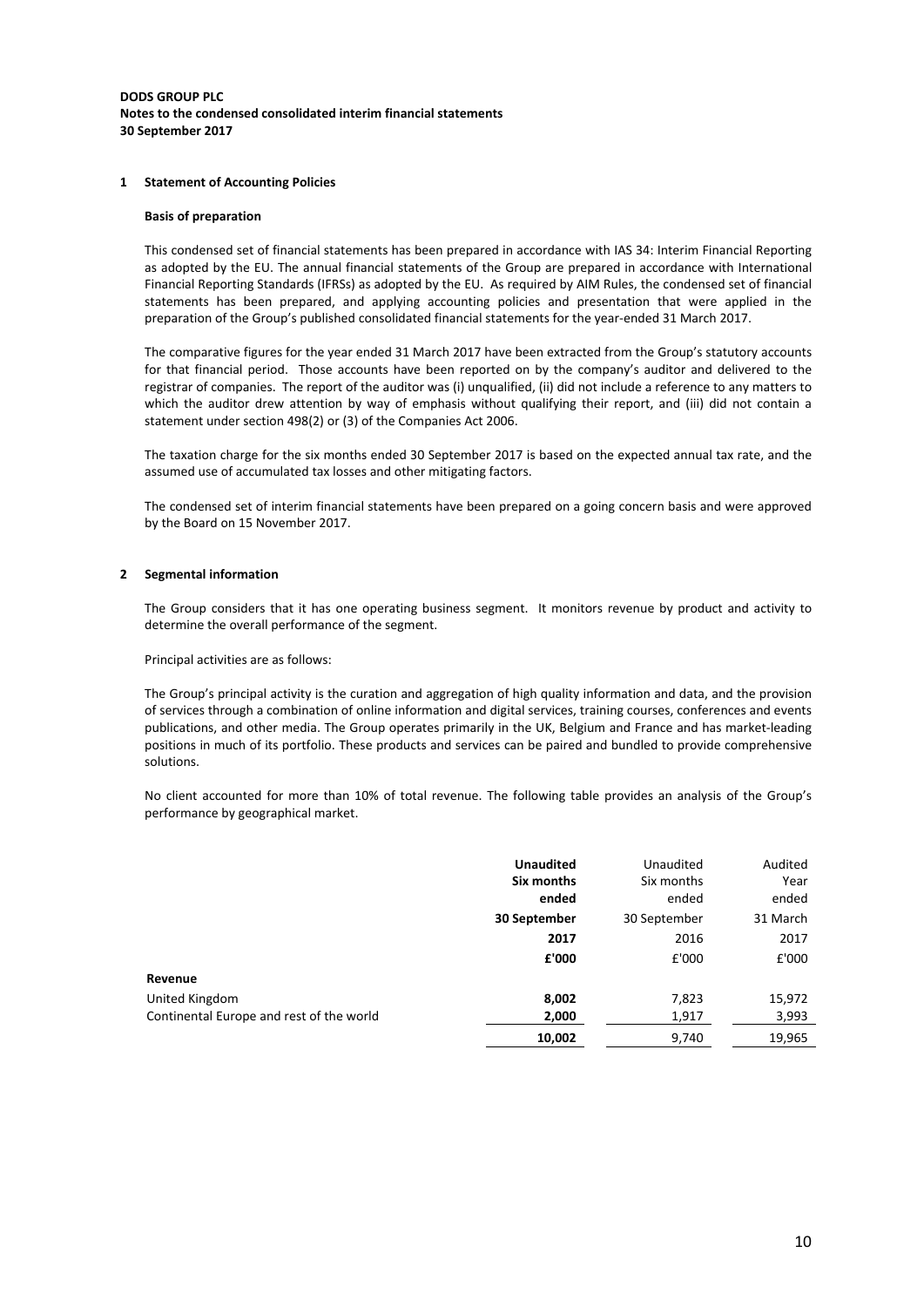**DODS GROUP PLC**
**Notes to the condensed consolidated interim financial statements**
**30 September 2017**

## 1 Statement of Accounting Policies

### Basis of preparation

This condensed set of financial statements has been prepared in accordance with IAS 34: Interim Financial Reporting as adopted by the EU. The annual financial statements of the Group are prepared in accordance with International Financial Reporting Standards (IFRSs) as adopted by the EU. As required by AIM Rules, the condensed set of financial statements has been prepared, and applying accounting policies and presentation that were applied in the preparation of the Group's published consolidated financial statements for the year-ended 31 March 2017.

The comparative figures for the year ended 31 March 2017 have been extracted from the Group's statutory accounts for that financial period. Those accounts have been reported on by the company's auditor and delivered to the registrar of companies. The report of the auditor was (i) unqualified, (ii) did not include a reference to any matters to which the auditor drew attention by way of emphasis without qualifying their report, and (iii) did not contain a statement under section 498(2) or (3) of the Companies Act 2006.

The taxation charge for the six months ended 30 September 2017 is based on the expected annual tax rate, and the assumed use of accumulated tax losses and other mitigating factors.

The condensed set of interim financial statements have been prepared on a going concern basis and were approved by the Board on 15 November 2017.

## 2 Segmental information

The Group considers that it has one operating business segment. It monitors revenue by product and activity to determine the overall performance of the segment.

Principal activities are as follows:

The Group's principal activity is the curation and aggregation of high quality information and data, and the provision of services through a combination of online information and digital services, training courses, conferences and events publications, and other media. The Group operates primarily in the UK, Belgium and France and has market-leading positions in much of its portfolio. These products and services can be paired and bundled to provide comprehensive solutions.

No client accounted for more than 10% of total revenue. The following table provides an analysis of the Group's performance by geographical market.

| | **Unaudited Six months ended 30 September 2017 £'000** | Unaudited Six months ended 30 September 2016 £'000 | Audited Year ended 31 March 2017 £'000 |
|---|---|---|---|
| **Revenue** | | | |
| United Kingdom | **8,002** | 7,823 | 15,972 |
| Continental Europe and rest of the world | **2,000** | 1,917 | 3,993 |
| | **10,002** | 9,740 | 19,965 |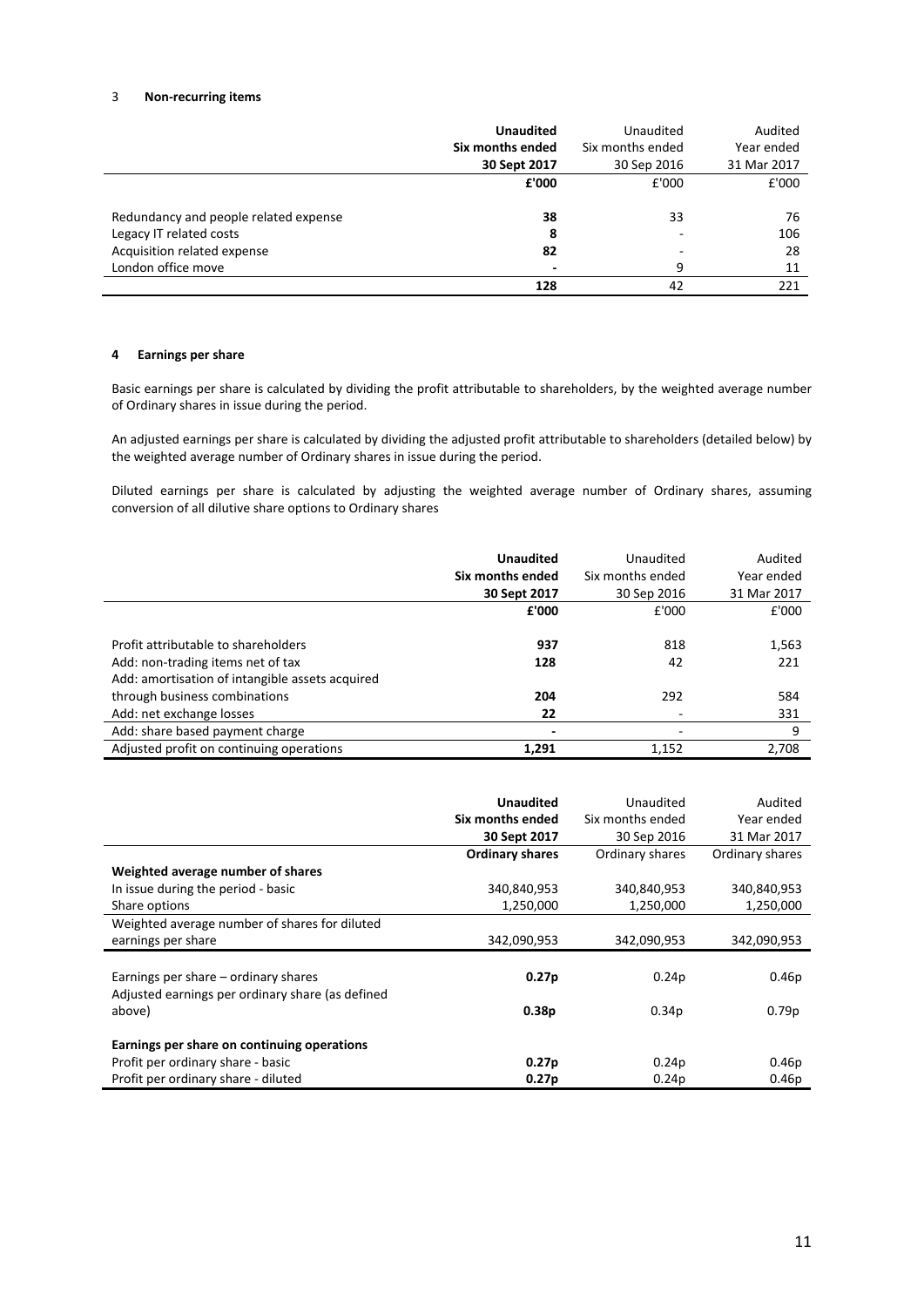### 3 Non-recurring items

| | **Unaudited Six months ended 30 Sept 2017** | Unaudited Six months ended 30 Sep 2016 | Audited Year ended 31 Mar 2017 |
|---|---|---|---|
| | **£'000** | £'000 | £'000 |
| Redundancy and people related expense | **38** | 33 | 76 |
| Legacy IT related costs | **8** | - | 106 |
| Acquisition related expense | **82** | - | 28 |
| London office move | **-** | 9 | 11 |
| | **128** | 42 | 221 |

### 4 Earnings per share

Basic earnings per share is calculated by dividing the profit attributable to shareholders, by the weighted average number of Ordinary shares in issue during the period.

An adjusted earnings per share is calculated by dividing the adjusted profit attributable to shareholders (detailed below) by the weighted average number of Ordinary shares in issue during the period.

Diluted earnings per share is calculated by adjusting the weighted average number of Ordinary shares, assuming conversion of all dilutive share options to Ordinary shares

| | **Unaudited Six months ended 30 Sept 2017** | Unaudited Six months ended 30 Sep 2016 | Audited Year ended 31 Mar 2017 |
|---|---|---|---|
| | **£'000** | £'000 | £'000 |
| Profit attributable to shareholders | **937** | 818 | 1,563 |
| Add: non-trading items net of tax | **128** | 42 | 221 |
| Add: amortisation of intangible assets acquired through business combinations | **204** | 292 | 584 |
| Add: net exchange losses | **22** | - | 331 |
| Add: share based payment charge | **-** | - | 9 |
| Adjusted profit on continuing operations | **1,291** | 1,152 | 2,708 |

| | **Unaudited Six months ended 30 Sept 2017** | Unaudited Six months ended 30 Sep 2016 | Audited Year ended 31 Mar 2017 |
|---|---|---|---|
| | **Ordinary shares** | Ordinary shares | Ordinary shares |
| **Weighted average number of shares** | | | |
| In issue during the period - basic | 340,840,953 | 340,840,953 | 340,840,953 |
| Share options | 1,250,000 | 1,250,000 | 1,250,000 |
| Weighted average number of shares for diluted earnings per share | 342,090,953 | 342,090,953 | 342,090,953 |
| Earnings per share – ordinary shares | **0.27p** | 0.24p | 0.46p |
| Adjusted earnings per ordinary share (as defined above) | **0.38p** | 0.34p | 0.79p |
| **Earnings per share on continuing operations** | | | |
| Profit per ordinary share - basic | **0.27p** | 0.24p | 0.46p |
| Profit per ordinary share - diluted | **0.27p** | 0.24p | 0.46p |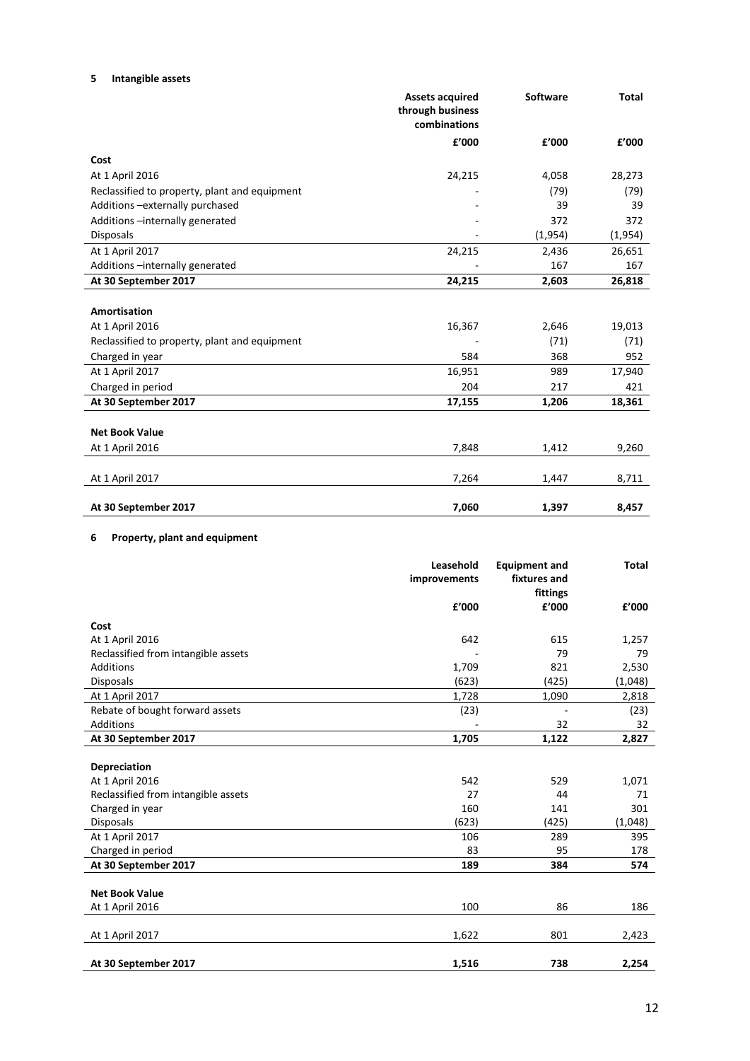## 5 Intangible assets

| | Assets acquired through business combinations | Software | Total |
|---|---|---|---|
| | £'000 | £'000 | £'000 |
| **Cost** | | | |
| At 1 April 2016 | 24,215 | 4,058 | 28,273 |
| Reclassified to property, plant and equipment | - | (79) | (79) |
| Additions –externally purchased | - | 39 | 39 |
| Additions –internally generated | - | 372 | 372 |
| Disposals | - | (1,954) | (1,954) |
| At 1 April 2017 | 24,215 | 2,436 | 26,651 |
| Additions –internally generated | - | 167 | 167 |
| **At 30 September 2017** | **24,215** | **2,603** | **26,818** |
| | | | |
| **Amortisation** | | | |
| At 1 April 2016 | 16,367 | 2,646 | 19,013 |
| Reclassified to property, plant and equipment | - | (71) | (71) |
| Charged in year | 584 | 368 | 952 |
| At 1 April 2017 | 16,951 | 989 | 17,940 |
| Charged in period | 204 | 217 | 421 |
| **At 30 September 2017** | **17,155** | **1,206** | **18,361** |
| | | | |
| **Net Book Value** | | | |
| At 1 April 2016 | 7,848 | 1,412 | 9,260 |
| At 1 April 2017 | 7,264 | 1,447 | 8,711 |
| **At 30 September 2017** | **7,060** | **1,397** | **8,457** |

## 6 Property, plant and equipment

| | Leasehold improvements | Equipment and fixtures and fittings | Total |
|---|---|---|---|
| | £'000 | £'000 | £'000 |
| **Cost** | | | |
| At 1 April 2016 | 642 | 615 | 1,257 |
| Reclassified from intangible assets | - | 79 | 79 |
| Additions | 1,709 | 821 | 2,530 |
| Disposals | (623) | (425) | (1,048) |
| At 1 April 2017 | 1,728 | 1,090 | 2,818 |
| Rebate of bought forward assets | (23) | - | (23) |
| Additions | - | 32 | 32 |
| **At 30 September 2017** | **1,705** | **1,122** | **2,827** |
| | | | |
| **Depreciation** | | | |
| At 1 April 2016 | 542 | 529 | 1,071 |
| Reclassified from intangible assets | 27 | 44 | 71 |
| Charged in year | 160 | 141 | 301 |
| Disposals | (623) | (425) | (1,048) |
| At 1 April 2017 | 106 | 289 | 395 |
| Charged in period | 83 | 95 | 178 |
| **At 30 September 2017** | **189** | **384** | **574** |
| | | | |
| **Net Book Value** | | | |
| At 1 April 2016 | 100 | 86 | 186 |
| At 1 April 2017 | 1,622 | 801 | 2,423 |
| **At 30 September 2017** | **1,516** | **738** | **2,254** |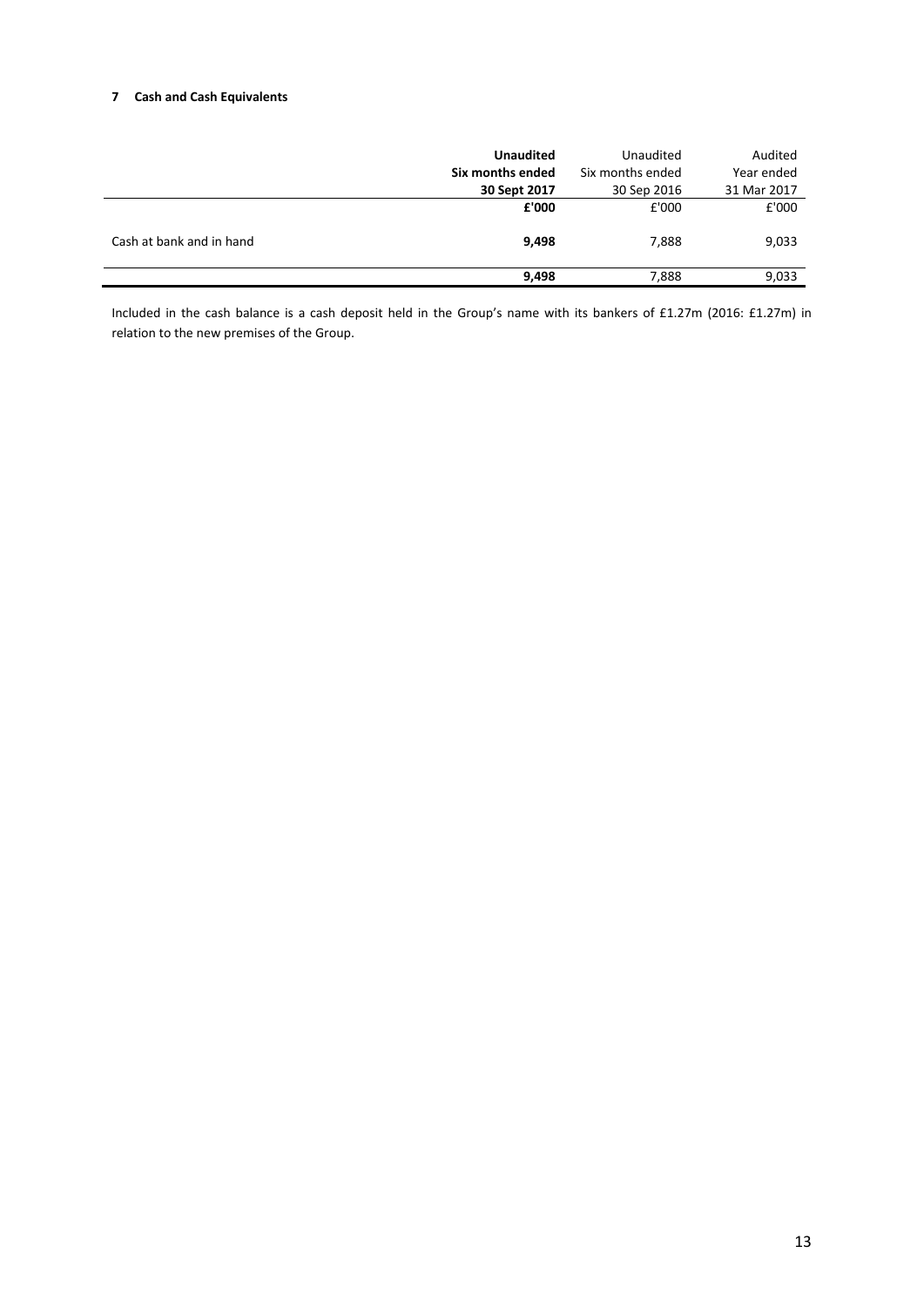### 7 Cash and Cash Equivalents

| | **Unaudited Six months ended 30 Sept 2017** | Unaudited Six months ended 30 Sep 2016 | Audited Year ended 31 Mar 2017 |
|---|---|---|---|
| | **£'000** | £'000 | £'000 |
| Cash at bank and in hand | **9,498** | 7,888 | 9,033 |
| | **9,498** | 7,888 | 9,033 |

Included in the cash balance is a cash deposit held in the Group's name with its bankers of £1.27m (2016: £1.27m) in relation to the new premises of the Group.